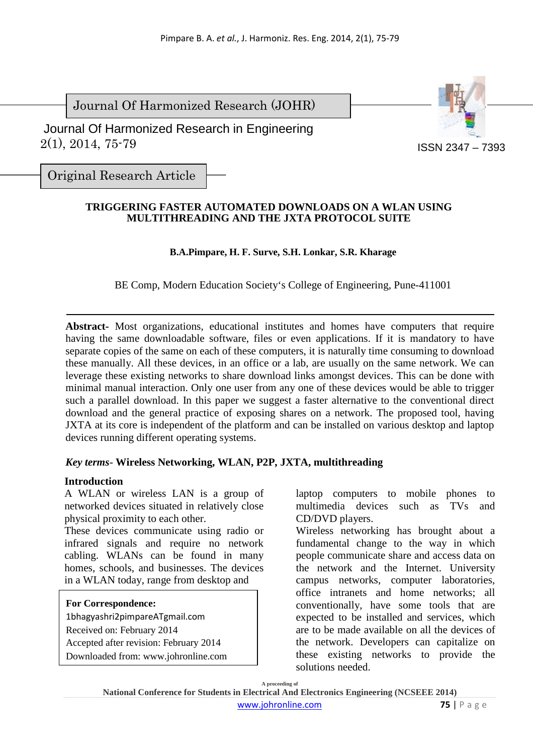Journal Of Harmonized Research (JOHR)

Journal Of Harmonized Research in Engineering
2(1), 2014, 75-79

ISSN 2347 – 7393

Original Research Article

# TRIGGERING FASTER AUTOMATED DOWNLOADS ON A WLAN USING MULTITHREADING AND THE JXTA PROTOCOL SUITE

**B.A.Pimpare, H. F. Surve, S.H. Lonkar, S.R. Kharage**

BE Comp, Modern Education Society's College of Engineering, Pune-411001

---

**Abstract-** Most organizations, educational institutes and homes have computers that require having the same downloadable software, files or even applications. If it is mandatory to have separate copies of the same on each of these computers, it is naturally time consuming to download these manually. All these devices, in an office or a lab, are usually on the same network. We can leverage these existing networks to share download links amongst devices. This can be done with minimal manual interaction. Only one user from any one of these devices would be able to trigger such a parallel download. In this paper we suggest a faster alternative to the conventional direct download and the general practice of exposing shares on a network. The proposed tool, having JXTA at its core is independent of the platform and can be installed on various desktop and laptop devices running different operating systems.

***Key terms***- **Wireless Networking, WLAN, P2P, JXTA, multithreading**

## Introduction

A WLAN or wireless LAN is a group of networked devices situated in relatively close physical proximity to each other.
These devices communicate using radio or infrared signals and require no network cabling. WLANs can be found in many homes, schools, and businesses. The devices in a WLAN today, range from desktop and laptop computers to mobile phones to multimedia devices such as TVs and CD/DVD players.
Wireless networking has brought about a fundamental change to the way in which people communicate share and access data on the network and the Internet. University campus networks, computer laboratories, office intranets and home networks; all conventionally, have some tools that are expected to be installed and services, which are to be made available on all the devices of the network. Developers can capitalize on these existing networks to provide the solutions needed.

**For Correspondence:**
1bhagyashri2pimpareATgmail.com
Received on: February 2014
Accepted after revision: February 2014
Downloaded from: www.johronline.com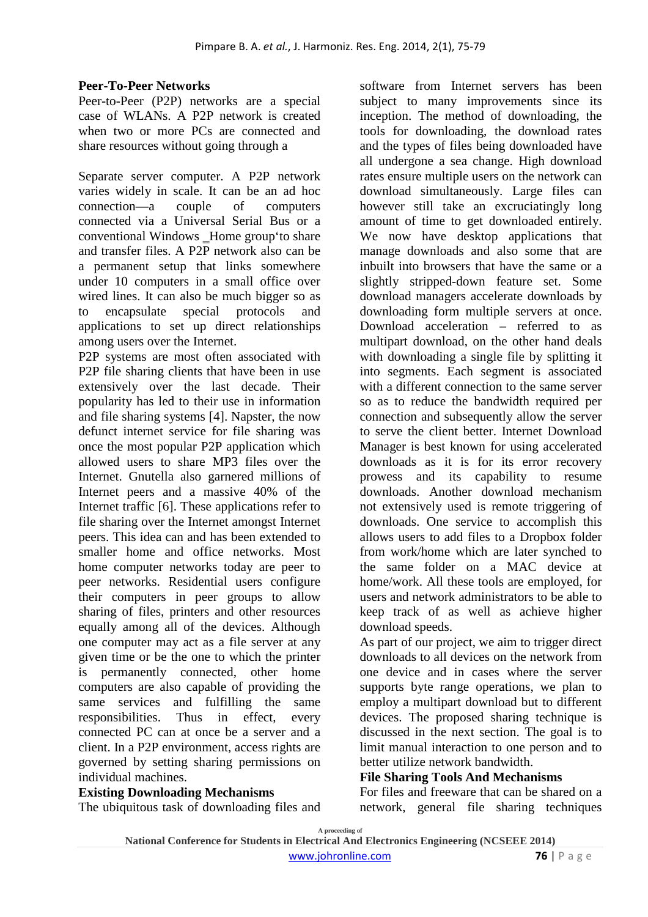### Peer-To-Peer Networks

Peer-to-Peer (P2P) networks are a special case of WLANs. A P2P network is created when two or more PCs are connected and share resources without going through a

Separate server computer. A P2P network varies widely in scale. It can be an ad hoc connection—a couple of computers connected via a Universal Serial Bus or a conventional Windows ‗Home group'to share and transfer files. A P2P network also can be a permanent setup that links somewhere under 10 computers in a small office over wired lines. It can also be much bigger so as to encapsulate special protocols and applications to set up direct relationships among users over the Internet.

P2P systems are most often associated with P2P file sharing clients that have been in use extensively over the last decade. Their popularity has led to their use in information and file sharing systems [4]. Napster, the now defunct internet service for file sharing was once the most popular P2P application which allowed users to share MP3 files over the Internet. Gnutella also garnered millions of Internet peers and a massive 40% of the Internet traffic [6]. These applications refer to file sharing over the Internet amongst Internet peers. This idea can and has been extended to smaller home and office networks. Most home computer networks today are peer to peer networks. Residential users configure their computers in peer groups to allow sharing of files, printers and other resources equally among all of the devices. Although one computer may act as a file server at any given time or be the one to which the printer is permanently connected, other home computers are also capable of providing the same services and fulfilling the same responsibilities. Thus in effect, every connected PC can at once be a server and a client. In a P2P environment, access rights are governed by setting sharing permissions on individual machines.

### Existing Downloading Mechanisms

The ubiquitous task of downloading files and software from Internet servers has been subject to many improvements since its inception. The method of downloading, the tools for downloading, the download rates and the types of files being downloaded have all undergone a sea change. High download rates ensure multiple users on the network can download simultaneously. Large files can however still take an excruciatingly long amount of time to get downloaded entirely. We now have desktop applications that manage downloads and also some that are inbuilt into browsers that have the same or a slightly stripped-down feature set. Some download managers accelerate downloads by downloading form multiple servers at once. Download acceleration – referred to as multipart download, on the other hand deals with downloading a single file by splitting it into segments. Each segment is associated with a different connection to the same server so as to reduce the bandwidth required per connection and subsequently allow the server to serve the client better. Internet Download Manager is best known for using accelerated downloads as it is for its error recovery prowess and its capability to resume downloads. Another download mechanism not extensively used is remote triggering of downloads. One service to accomplish this allows users to add files to a Dropbox folder from work/home which are later synched to the same folder on a MAC device at home/work. All these tools are employed, for users and network administrators to be able to keep track of as well as achieve higher download speeds.

As part of our project, we aim to trigger direct downloads to all devices on the network from one device and in cases where the server supports byte range operations, we plan to employ a multipart download but to different devices. The proposed sharing technique is discussed in the next section. The goal is to limit manual interaction to one person and to better utilize network bandwidth.

### File Sharing Tools And Mechanisms

For files and freeware that can be shared on a network, general file sharing techniques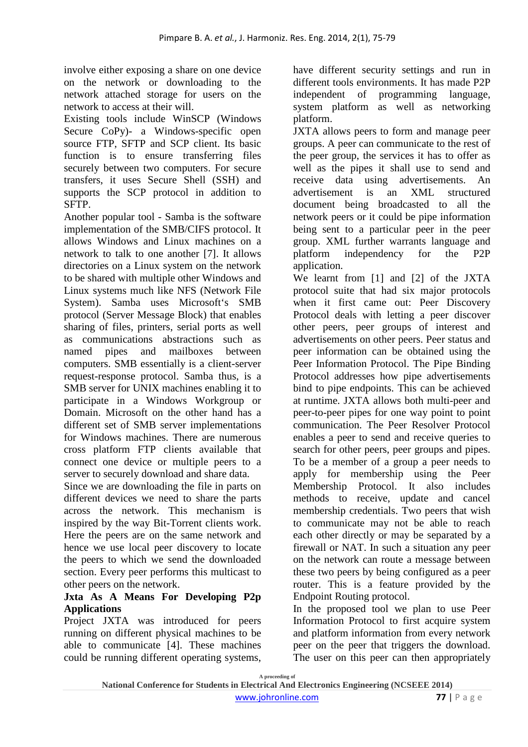involve either exposing a share on one device on the network or downloading to the network attached storage for users on the network to access at their will.

Existing tools include WinSCP (Windows Secure CoPy)- a Windows-specific open source FTP, SFTP and SCP client. Its basic function is to ensure transferring files securely between two computers. For secure transfers, it uses Secure Shell (SSH) and supports the SCP protocol in addition to SFTP.

Another popular tool - Samba is the software implementation of the SMB/CIFS protocol. It allows Windows and Linux machines on a network to talk to one another [7]. It allows directories on a Linux system on the network to be shared with multiple other Windows and Linux systems much like NFS (Network File System). Samba uses Microsoft‘s SMB protocol (Server Message Block) that enables sharing of files, printers, serial ports as well as communications abstractions such as named pipes and mailboxes between computers. SMB essentially is a client-server request-response protocol. Samba thus, is a SMB server for UNIX machines enabling it to participate in a Windows Workgroup or Domain. Microsoft on the other hand has a different set of SMB server implementations for Windows machines. There are numerous cross platform FTP clients available that connect one device or multiple peers to a server to securely download and share data.

Since we are downloading the file in parts on different devices we need to share the parts across the network. This mechanism is inspired by the way Bit-Torrent clients work. Here the peers are on the same network and hence we use local peer discovery to locate the peers to which we send the downloaded section. Every peer performs this multicast to other peers on the network.

**Jxta As A Means For Developing P2p Applications**

Project JXTA was introduced for peers running on different physical machines to be able to communicate [4]. These machines could be running different operating systems, have different security settings and run in different tools environments. It has made P2P independent of programming language, system platform as well as networking platform.

JXTA allows peers to form and manage peer groups. A peer can communicate to the rest of the peer group, the services it has to offer as well as the pipes it shall use to send and receive data using advertisements. An advertisement is an XML structured document being broadcasted to all the network peers or it could be pipe information being sent to a particular peer in the peer group. XML further warrants language and platform independency for the P2P application.

We learnt from [1] and [2] of the JXTA protocol suite that had six major protocols when it first came out: Peer Discovery Protocol deals with letting a peer discover other peers, peer groups of interest and advertisements on other peers. Peer status and peer information can be obtained using the Peer Information Protocol. The Pipe Binding Protocol addresses how pipe advertisements bind to pipe endpoints. This can be achieved at runtime. JXTA allows both multi-peer and peer-to-peer pipes for one way point to point communication. The Peer Resolver Protocol enables a peer to send and receive queries to search for other peers, peer groups and pipes. To be a member of a group a peer needs to apply for membership using the Peer Membership Protocol. It also includes methods to receive, update and cancel membership credentials. Two peers that wish to communicate may not be able to reach each other directly or may be separated by a firewall or NAT. In such a situation any peer on the network can route a message between these two peers by being configured as a peer router. This is a feature provided by the Endpoint Routing protocol.

In the proposed tool we plan to use Peer Information Protocol to first acquire system and platform information from every network peer on the peer that triggers the download. The user on this peer can then appropriately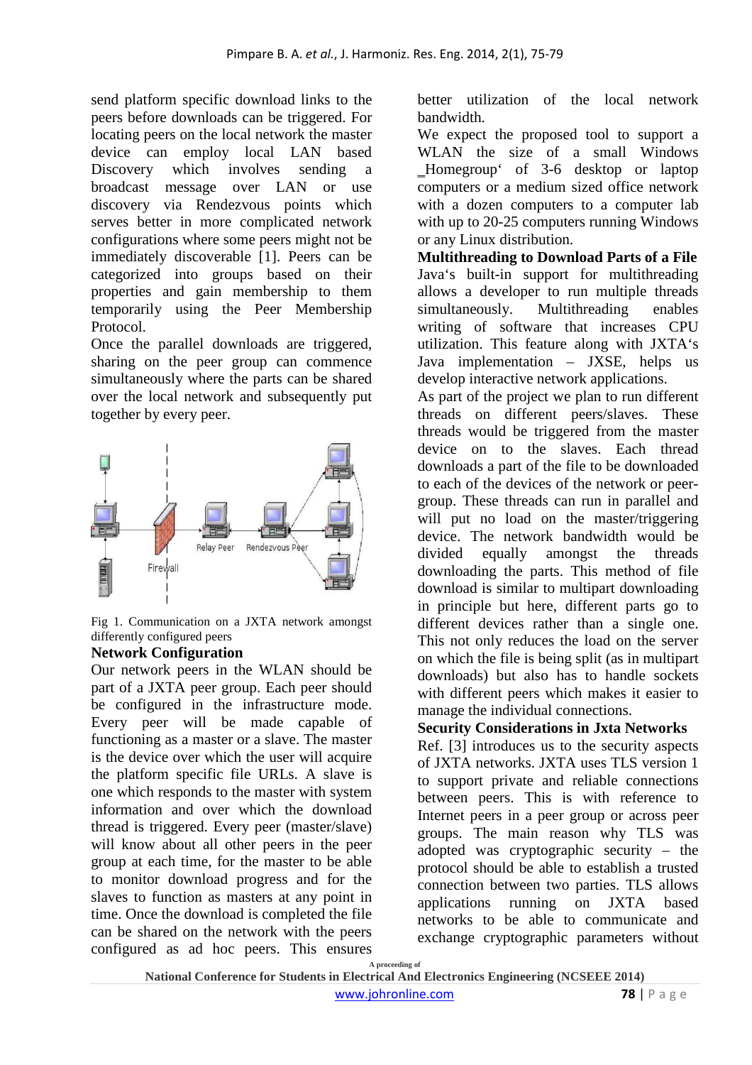send platform specific download links to the peers before downloads can be triggered. For locating peers on the local network the master device can employ local LAN based Discovery which involves sending a broadcast message over LAN or use discovery via Rendezvous points which serves better in more complicated network configurations where some peers might not be immediately discoverable [1]. Peers can be categorized into groups based on their properties and gain membership to them temporarily using the Peer Membership Protocol.

Once the parallel downloads are triggered, sharing on the peer group can commence simultaneously where the parts can be shared over the local network and subsequently put together by every peer.

Fig 1. Communication on a JXTA network amongst differently configured peers

**Network Configuration**

Our network peers in the WLAN should be part of a JXTA peer group. Each peer should be configured in the infrastructure mode. Every peer will be made capable of functioning as a master or a slave. The master is the device over which the user will acquire the platform specific file URLs. A slave is one which responds to the master with system information and over which the download thread is triggered. Every peer (master/slave) will know about all other peers in the peer group at each time, for the master to be able to monitor download progress and for the slaves to function as masters at any point in time. Once the download is completed the file can be shared on the network with the peers configured as ad hoc peers. This ensures better utilization of the local network bandwidth.

We expect the proposed tool to support a WLAN the size of a small Windows ‗Homegroup' of 3-6 desktop or laptop computers or a medium sized office network with a dozen computers to a computer lab with up to 20-25 computers running Windows or any Linux distribution.

**Multithreading to Download Parts of a File**

Java's built-in support for multithreading allows a developer to run multiple threads simultaneously. Multithreading enables writing of software that increases CPU utilization. This feature along with JXTA's Java implementation – JXSE, helps us develop interactive network applications.

As part of the project we plan to run different threads on different peers/slaves. These threads would be triggered from the master device on to the slaves. Each thread downloads a part of the file to be downloaded to each of the devices of the network or peer-group. These threads can run in parallel and will put no load on the master/triggering device. The network bandwidth would be divided equally amongst the threads downloading the parts. This method of file download is similar to multipart downloading in principle but here, different parts go to different devices rather than a single one. This not only reduces the load on the server on which the file is being split (as in multipart downloads) but also has to handle sockets with different peers which makes it easier to manage the individual connections.

**Security Considerations in Jxta Networks**

Ref. [3] introduces us to the security aspects of JXTA networks. JXTA uses TLS version 1 to support private and reliable connections between peers. This is with reference to Internet peers in a peer group or across peer groups. The main reason why TLS was adopted was cryptographic security – the protocol should be able to establish a trusted connection between two parties. TLS allows applications running on JXTA based networks to be able to communicate and exchange cryptographic parameters without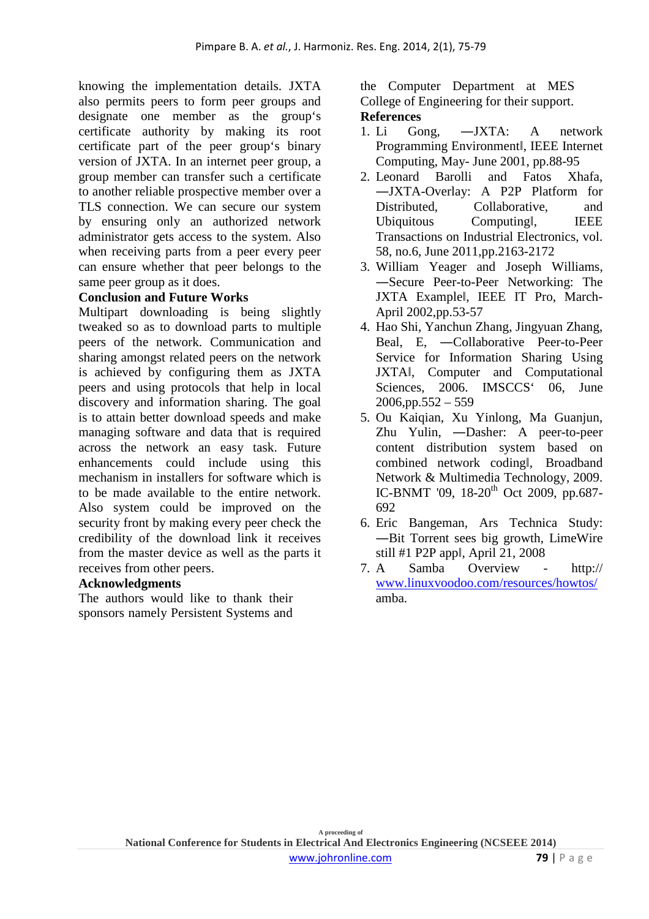knowing the implementation details. JXTA also permits peers to form peer groups and designate one member as the group's certificate authority by making its root certificate part of the peer group's binary version of JXTA. In an internet peer group, a group member can transfer such a certificate to another reliable prospective member over a TLS connection. We can secure our system by ensuring only an authorized network administrator gets access to the system. Also when receiving parts from a peer every peer can ensure whether that peer belongs to the same peer group as it does.

## Conclusion and Future Works

Multipart downloading is being slightly tweaked so as to download parts to multiple peers of the network. Communication and sharing amongst related peers on the network is achieved by configuring them as JXTA peers and using protocols that help in local discovery and information sharing. The goal is to attain better download speeds and make managing software and data that is required across the network an easy task. Future enhancements could include using this mechanism in installers for software which is to be made available to the entire network. Also system could be improved on the security front by making every peer check the credibility of the download link it receives from the master device as well as the parts it receives from other peers.

## Acknowledgments

The authors would like to thank their sponsors namely Persistent Systems and the Computer Department at MES College of Engineering for their support.

## References

1. Li Gong, ―JXTA: A network Programming Environment‖, IEEE Internet Computing, May- June 2001, pp.88-95
2. Leonard Barolli and Fatos Xhafa, ―JXTA-Overlay: A P2P Platform for Distributed, Collaborative, and Ubiquitous Computing‖, IEEE Transactions on Industrial Electronics, vol. 58, no.6, June 2011,pp.2163-2172
3. William Yeager and Joseph Williams, ―Secure Peer-to-Peer Networking: The JXTA Example‖, IEEE IT Pro, March-April 2002,pp.53-57
4. Hao Shi, Yanchun Zhang, Jingyuan Zhang, Beal, E, ―Collaborative Peer-to-Peer Service for Information Sharing Using JXTA‖, Computer and Computational Sciences, 2006. IMSCCS' 06, June 2006,pp.552 – 559
5. Ou Kaiqian, Xu Yinlong, Ma Guanjun, Zhu Yulin, ―Dasher: A peer-to-peer content distribution system based on combined network coding‖, Broadband Network & Multimedia Technology, 2009. IC-BNMT '09, 18-20th Oct 2009, pp.687-692
6. Eric Bangeman, Ars Technica Study: ―Bit Torrent sees big growth, LimeWire still #1 P2P app‖, April 21, 2008
7. A Samba Overview - http:// www.linuxvoodoo.com/resources/howtos/ amba.